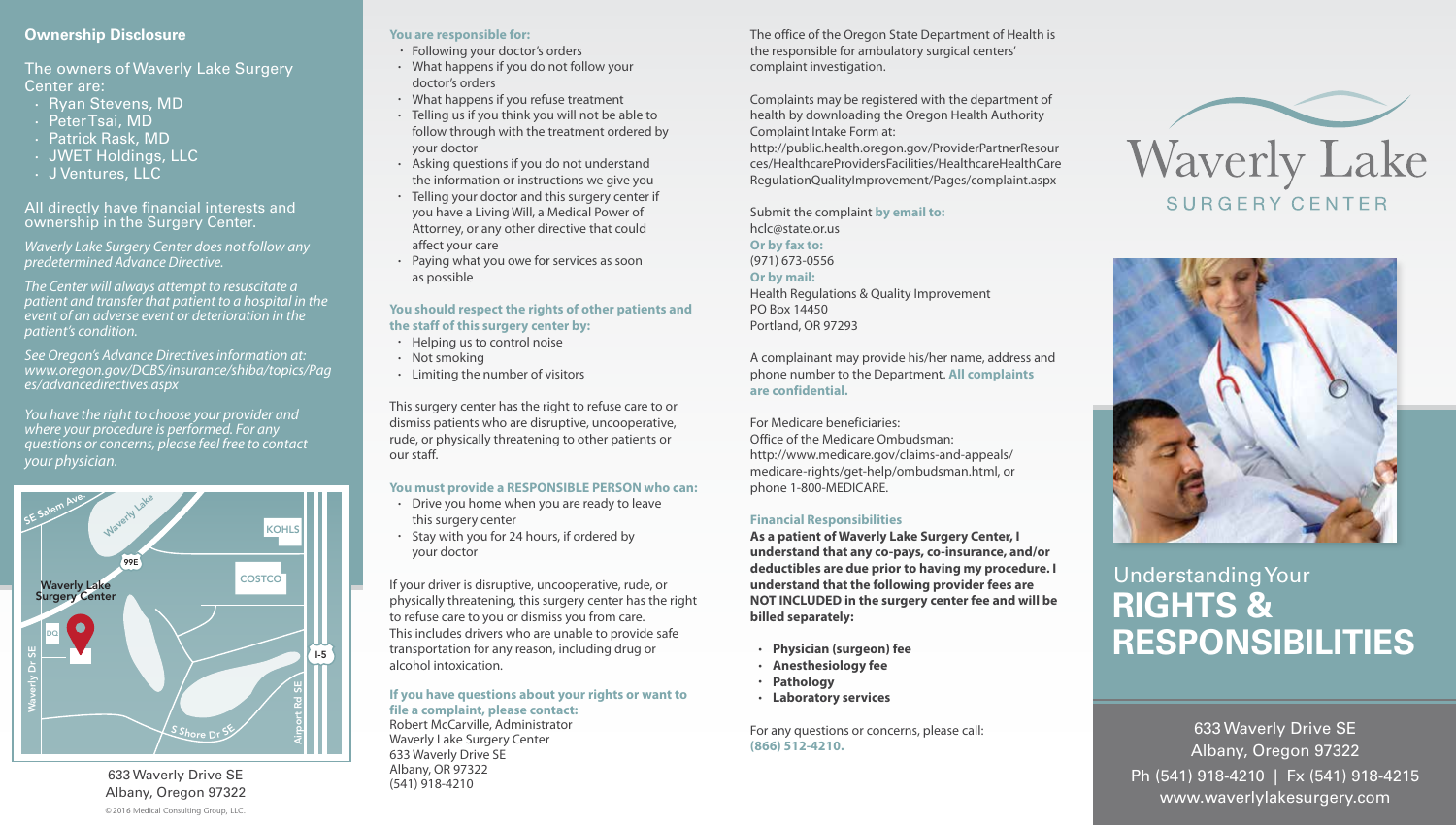## Ownership Disclosure

The owners of Waverly Lake Surgery Center are:

- Ryan Stevens, MD
- Peter Tsai, MD
- Patrick Rask, MD
- JWET Holdings, LLC
- J Ventures, LLC

All directly have financial interests and ownership in the Surgery Center.

*Waverly Lake Surgery Center does not follow any predetermined Advance Directive.*

*The Center will always attempt to resuscitate a patient and transfer that patient to a hospital in the event of an adverse event or deterioration in the patient's condition.*

*See Oregon's Advance Directives information at: www.oregon.gov/DCBS/insurance/shiba/topics/Pages/advancedirectives.aspx*

*You have the right to choose your provider and where your procedure is performed. For any questions or concerns, please feel free to contact your physician.*

SE Salem Ave. | Waverly Lake | 99E | KOHLS | COSTCO | Waverly Lake Surgery Center | DQ | I-5 | Waverly Dr SE | S Shore Dr SE | Airport Rd SE

633 Waverly Drive SE
Albany, Oregon 97322

©2016 Medical Consulting Group, LLC.

**You are responsible for:**

- Following your doctor's orders
- What happens if you do not follow your doctor's orders
- What happens if you refuse treatment
- Telling us if you think you will not be able to follow through with the treatment ordered by your doctor
- Asking questions if you do not understand the information or instructions we give you
- Telling your doctor and this surgery center if you have a Living Will, a Medical Power of Attorney, or any other directive that could affect your care
- Paying what you owe for services as soon as possible

**You should respect the rights of other patients and the staff of this surgery center by:**

- Helping us to control noise
- Not smoking
- Limiting the number of visitors

This surgery center has the right to refuse care to or dismiss patients who are disruptive, uncooperative, rude, or physically threatening to other patients or our staff.

**You must provide a RESPONSIBLE PERSON who can:**

- Drive you home when you are ready to leave this surgery center
- Stay with you for 24 hours, if ordered by your doctor

If your driver is disruptive, uncooperative, rude, or physically threatening, this surgery center has the right to refuse care to you or dismiss you from care. This includes drivers who are unable to provide safe transportation for any reason, including drug or alcohol intoxication.

**If you have questions about your rights or want to file a complaint, please contact:**
Robert McCarville, Administrator
Waverly Lake Surgery Center
633 Waverly Drive SE
Albany, OR 97322
(541) 918-4210

The office of the Oregon State Department of Health is the responsible for ambulatory surgical centers' complaint investigation.

Complaints may be registered with the department of health by downloading the Oregon Health Authority Complaint Intake Form at:
http://public.health.oregon.gov/ProviderPartnerResources/HealthcareProvidersFacilities/HealthcareHealthCareRegulationQualityImprovement/Pages/complaint.aspx

Submit the complaint **by email to:**
hclc@state.or.us
**Or by fax to:**
(971) 673-0556
**Or by mail:**
Health Regulations & Quality Improvement
PO Box 14450
Portland, OR 97293

A complainant may provide his/her name, address and phone number to the Department. **All complaints are confidential.**

For Medicare beneficiaries:
Office of the Medicare Ombudsman:
http://www.medicare.gov/claims-and-appeals/medicare-rights/get-help/ombudsman.html, or phone 1-800-MEDICARE.

**Financial Responsibilities**

**As a patient of Waverly Lake Surgery Center, I understand that any co-pays, co-insurance, and/or deductibles are due prior to having my procedure. I understand that the following provider fees are NOT INCLUDED in the surgery center fee and will be billed separately:**

- **Physician (surgeon) fee**
- **Anesthesiology fee**
- **Pathology**
- **Laboratory services**

For any questions or concerns, please call:
**(866) 512-4210.**

# Waverly Lake
SURGERY CENTER

Understanding Your
## RIGHTS & RESPONSIBILITIES

633 Waverly Drive SE
Albany, Oregon 97322
Ph (541) 918-4210 | Fx (541) 918-4215
www.waverlylakesurgery.com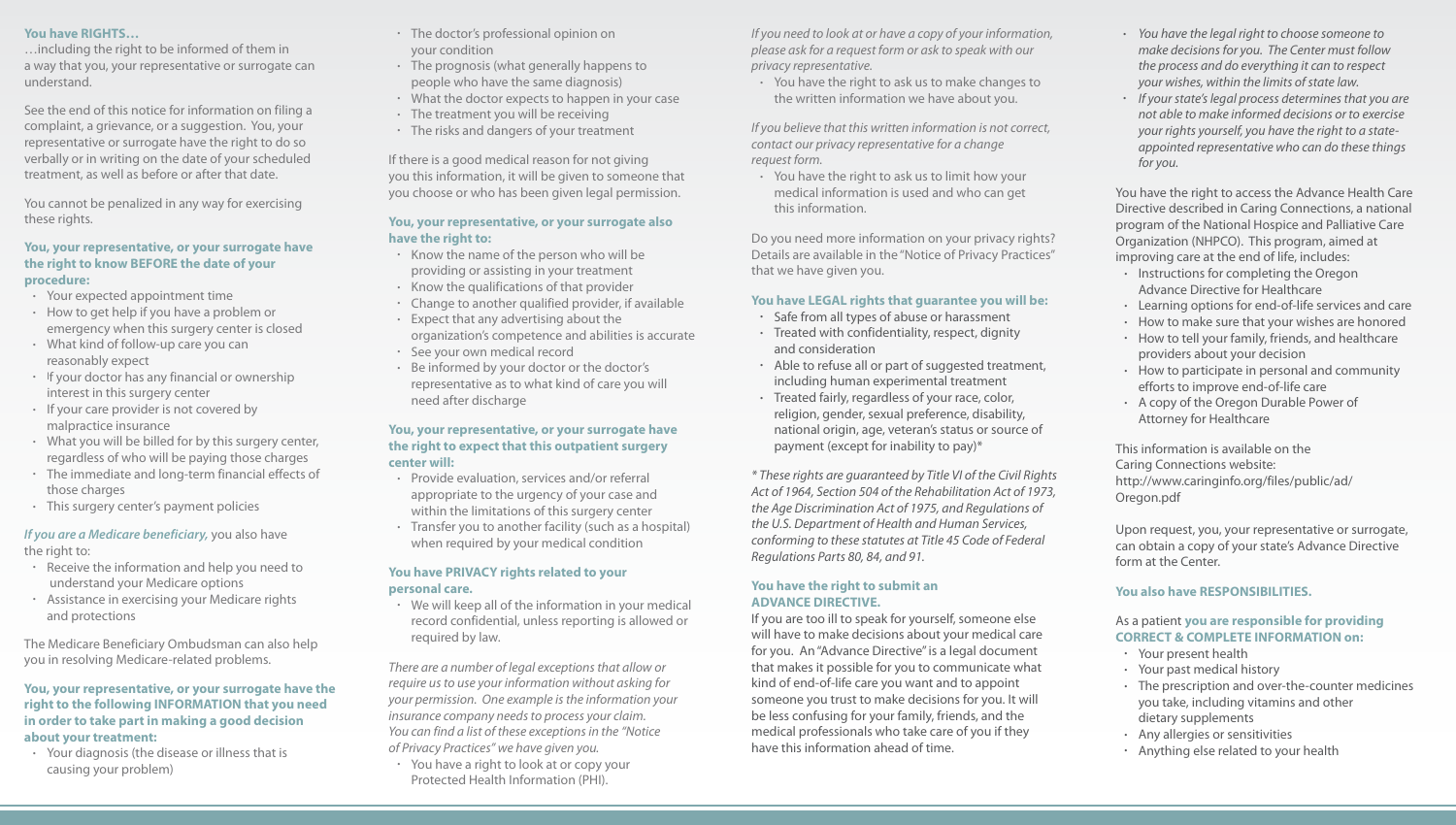**You have RIGHTS…**

…including the right to be informed of them in a way that you, your representative or surrogate can understand.

See the end of this notice for information on filing a complaint, a grievance, or a suggestion. You, your representative or surrogate have the right to do so verbally or in writing on the date of your scheduled treatment, as well as before or after that date.

You cannot be penalized in any way for exercising these rights.

**You, your representative, or your surrogate have the right to know BEFORE the date of your procedure:**

- Your expected appointment time
- How to get help if you have a problem or emergency when this surgery center is closed
- What kind of follow-up care you can reasonably expect
- If your doctor has any financial or ownership interest in this surgery center
- If your care provider is not covered by malpractice insurance
- What you will be billed for by this surgery center, regardless of who will be paying those charges
- The immediate and long-term financial effects of those charges
- This surgery center's payment policies

***If you are a Medicare beneficiary,*** you also have the right to:

- Receive the information and help you need to understand your Medicare options
- Assistance in exercising your Medicare rights and protections

The Medicare Beneficiary Ombudsman can also help you in resolving Medicare-related problems.

**You, your representative, or your surrogate have the right to the following INFORMATION that you need in order to take part in making a good decision about your treatment:**

- Your diagnosis (the disease or illness that is causing your problem)
- The doctor's professional opinion on your condition
- The prognosis (what generally happens to people who have the same diagnosis)
- What the doctor expects to happen in your case
- The treatment you will be receiving
- The risks and dangers of your treatment

If there is a good medical reason for not giving you this information, it will be given to someone that you choose or who has been given legal permission.

**You, your representative, or your surrogate also have the right to:**

- Know the name of the person who will be providing or assisting in your treatment
- Know the qualifications of that provider
- Change to another qualified provider, if available
- Expect that any advertising about the organization's competence and abilities is accurate
- See your own medical record
- Be informed by your doctor or the doctor's representative as to what kind of care you will need after discharge

**You, your representative, or your surrogate have the right to expect that this outpatient surgery center will:**

- Provide evaluation, services and/or referral appropriate to the urgency of your case and within the limitations of this surgery center
- Transfer you to another facility (such as a hospital) when required by your medical condition

**You have PRIVACY rights related to your personal care.**

- We will keep all of the information in your medical record confidential, unless reporting is allowed or required by law.

*There are a number of legal exceptions that allow or require us to use your information without asking for your permission. One example is the information your insurance company needs to process your claim. You can find a list of these exceptions in the "Notice of Privacy Practices" we have given you.*

- You have a right to look at or copy your Protected Health Information (PHI).

*If you need to look at or have a copy of your information, please ask for a request form or ask to speak with our privacy representative.*

- You have the right to ask us to make changes to the written information we have about you.

*If you believe that this written information is not correct, contact our privacy representative for a change request form.*

- You have the right to ask us to limit how your medical information is used and who can get this information.

Do you need more information on your privacy rights? Details are available in the "Notice of Privacy Practices" that we have given you.

**You have LEGAL rights that guarantee you will be:**

- Safe from all types of abuse or harassment
- Treated with confidentiality, respect, dignity and consideration
- Able to refuse all or part of suggested treatment, including human experimental treatment
- Treated fairly, regardless of your race, color, religion, gender, sexual preference, disability, national origin, age, veteran's status or source of payment (except for inability to pay)*

*\* These rights are guaranteed by Title VI of the Civil Rights Act of 1964, Section 504 of the Rehabilitation Act of 1973, the Age Discrimination Act of 1975, and Regulations of the U.S. Department of Health and Human Services, conforming to these statutes at Title 45 Code of Federal Regulations Parts 80, 84, and 91.*

**You have the right to submit an ADVANCE DIRECTIVE.**

If you are too ill to speak for yourself, someone else will have to make decisions about your medical care for you. An "Advance Directive" is a legal document that makes it possible for you to communicate what kind of end-of-life care you want and to appoint someone you trust to make decisions for you. It will be less confusing for your family, friends, and the medical professionals who take care of you if they have this information ahead of time.

- *You have the legal right to choose someone to make decisions for you. The Center must follow the process and do everything it can to respect your wishes, within the limits of state law.*
- *If your state's legal process determines that you are not able to make informed decisions or to exercise your rights yourself, you have the right to a state-appointed representative who can do these things for you.*

You have the right to access the Advance Health Care Directive described in Caring Connections, a national program of the National Hospice and Palliative Care Organization (NHPCO). This program, aimed at improving care at the end of life, includes:

- Instructions for completing the Oregon Advance Directive for Healthcare
- Learning options for end-of-life services and care
- How to make sure that your wishes are honored
- How to tell your family, friends, and healthcare providers about your decision
- How to participate in personal and community efforts to improve end-of-life care
- A copy of the Oregon Durable Power of Attorney for Healthcare

This information is available on the Caring Connections website: http://www.caringinfo.org/files/public/ad/Oregon.pdf

Upon request, you, your representative or surrogate, can obtain a copy of your state's Advance Directive form at the Center.

**You also have RESPONSIBILITIES.**

As a patient **you are responsible for providing CORRECT & COMPLETE INFORMATION on:**

- Your present health
- Your past medical history
- The prescription and over-the-counter medicines you take, including vitamins and other dietary supplements
- Any allergies or sensitivities
- Anything else related to your health